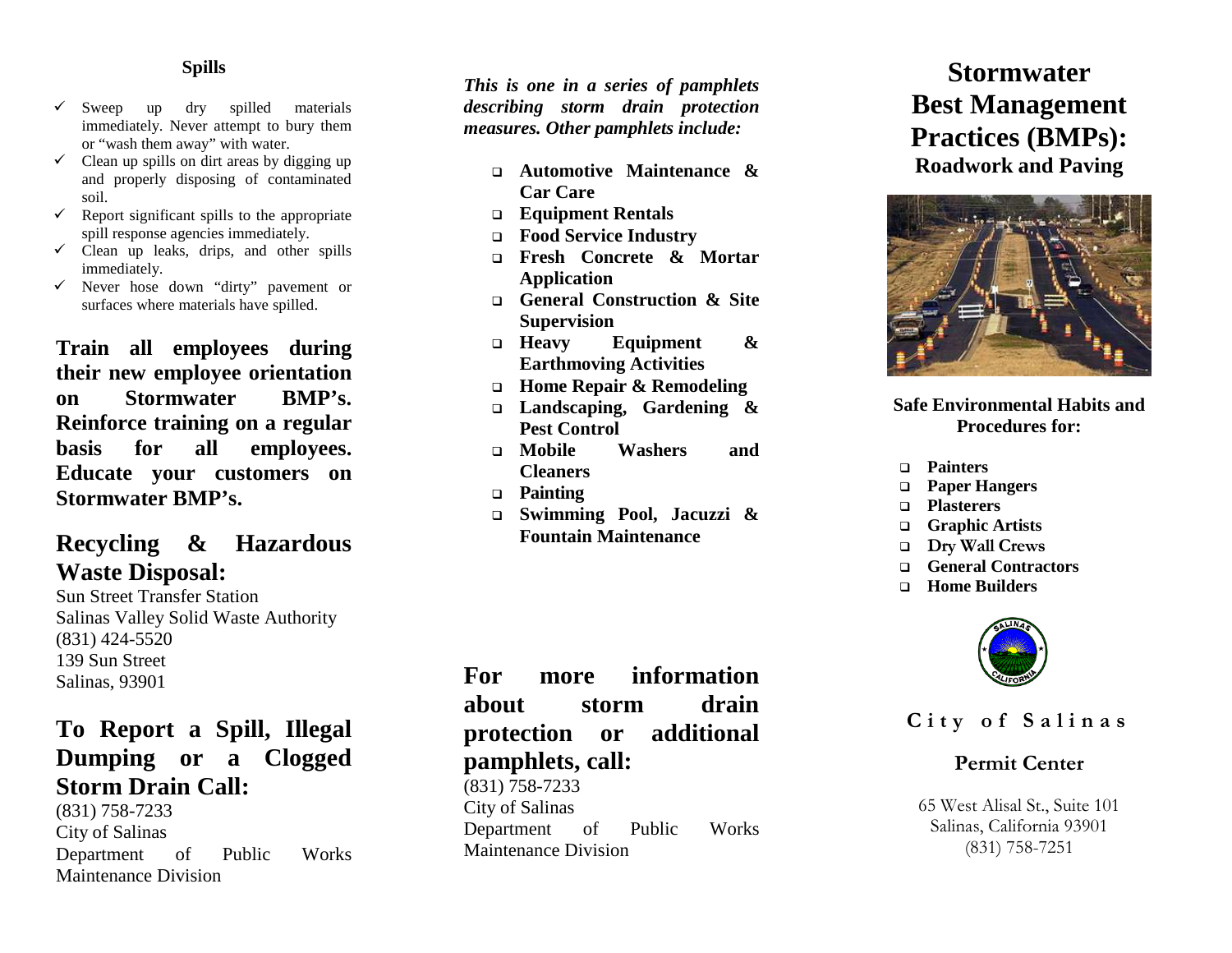### Spills

- ✓ Sweep up dry spilled materials immediately. Never attempt to bury them or "wash them away" with water.
- ✓ Clean up spills on dirt areas by digging up and properly disposing of contaminated soil.
- ✓ Report significant spills to the appropriate spill response agencies immediately.
- ✓ Clean up leaks, drips, and other spills immediately.
- ✓ Never hose down "dirty" pavement or surfaces where materials have spilled.

**Train all employees during their new employee orientation on Stormwater BMP's. Reinforce training on a regular basis for all employees. Educate your customers on Stormwater BMP's.**

## Recycling & Hazardous Waste Disposal:

Sun Street Transfer Station
Salinas Valley Solid Waste Authority
(831) 424-5520
139 Sun Street
Salinas, 93901

## To Report a Spill, Illegal Dumping or a Clogged Storm Drain Call:

(831) 758-7233
City of Salinas
Department of Public Works
Maintenance Division

***This is one in a series of pamphlets describing storm drain protection measures. Other pamphlets include:***

- ❑ **Automotive Maintenance & Car Care**
- ❑ **Equipment Rentals**
- ❑ **Food Service Industry**
- ❑ **Fresh Concrete & Mortar Application**
- ❑ **General Construction & Site Supervision**
- ❑ **Heavy Equipment & Earthmoving Activities**
- ❑ **Home Repair & Remodeling**
- ❑ **Landscaping, Gardening & Pest Control**
- ❑ **Mobile Washers and Cleaners**
- ❑ **Painting**
- ❑ **Swimming Pool, Jacuzzi & Fountain Maintenance**

## For more information about storm drain protection or additional pamphlets, call:

(831) 758-7233
City of Salinas
Department of Public Works
Maintenance Division

# Stormwater Best Management Practices (BMPs):

## Roadwork and Paving

**Safe Environmental Habits and Procedures for:**

- ❑ **Painters**
- ❑ **Paper Hangers**
- ❑ **Plasterers**
- ❑ **Graphic Artists**
- ❑ **Dry Wall Crews**
- ❑ **General Contractors**
- ❑ **Home Builders**

**City of Salinas**

**Permit Center**

65 West Alisal St., Suite 101
Salinas, California 93901
(831) 758-7251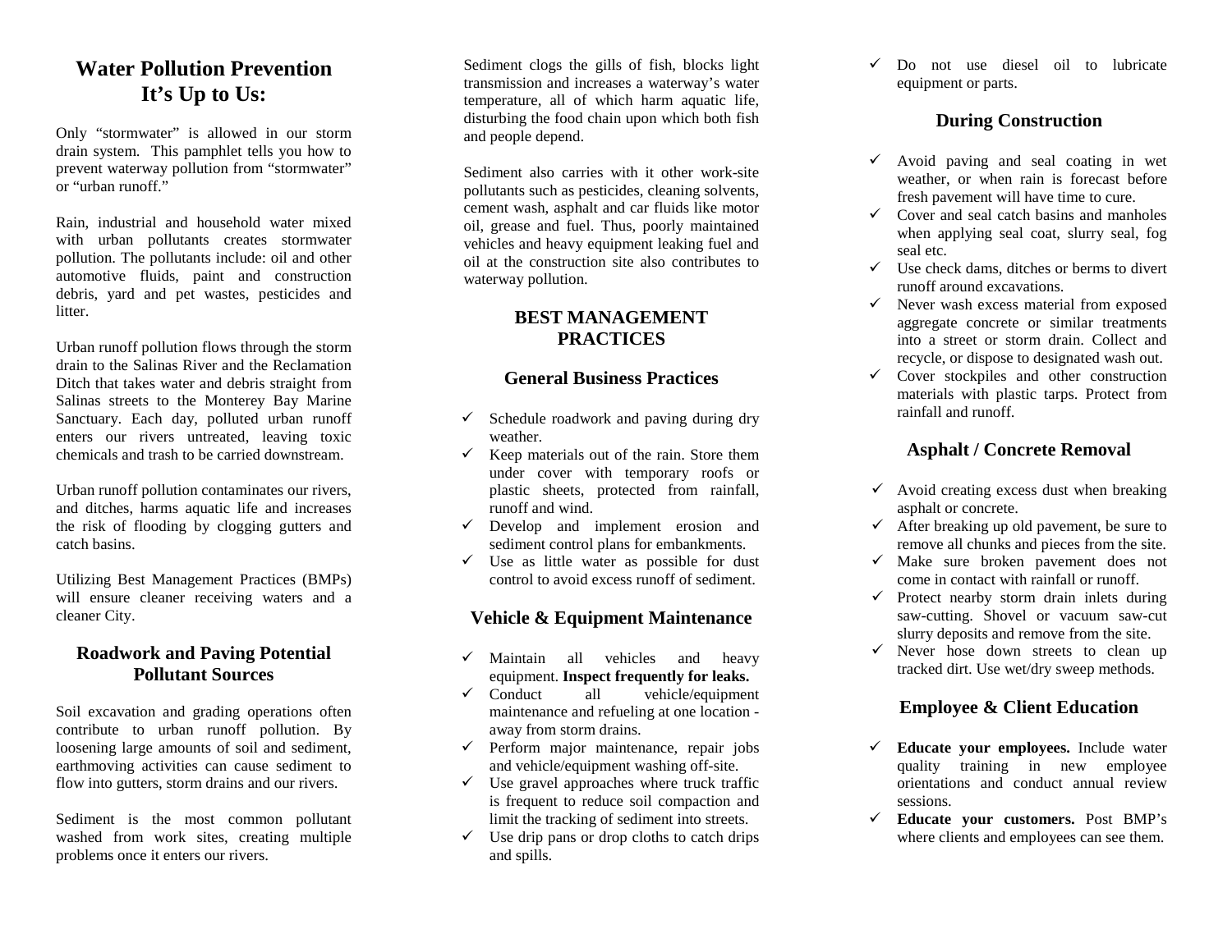# Water Pollution Prevention It's Up to Us:

Only "stormwater" is allowed in our storm drain system. This pamphlet tells you how to prevent waterway pollution from "stormwater" or "urban runoff."

Rain, industrial and household water mixed with urban pollutants creates stormwater pollution. The pollutants include: oil and other automotive fluids, paint and construction debris, yard and pet wastes, pesticides and litter.

Urban runoff pollution flows through the storm drain to the Salinas River and the Reclamation Ditch that takes water and debris straight from Salinas streets to the Monterey Bay Marine Sanctuary. Each day, polluted urban runoff enters our rivers untreated, leaving toxic chemicals and trash to be carried downstream.

Urban runoff pollution contaminates our rivers, and ditches, harms aquatic life and increases the risk of flooding by clogging gutters and catch basins.

Utilizing Best Management Practices (BMPs) will ensure cleaner receiving waters and a cleaner City.

## Roadwork and Paving Potential Pollutant Sources

Soil excavation and grading operations often contribute to urban runoff pollution. By loosening large amounts of soil and sediment, earthmoving activities can cause sediment to flow into gutters, storm drains and our rivers.

Sediment is the most common pollutant washed from work sites, creating multiple problems once it enters our rivers.

Sediment clogs the gills of fish, blocks light transmission and increases a waterway's water temperature, all of which harm aquatic life, disturbing the food chain upon which both fish and people depend.

Sediment also carries with it other work-site pollutants such as pesticides, cleaning solvents, cement wash, asphalt and car fluids like motor oil, grease and fuel. Thus, poorly maintained vehicles and heavy equipment leaking fuel and oil at the construction site also contributes to waterway pollution.

## BEST MANAGEMENT PRACTICES

### General Business Practices

- ✓ Schedule roadwork and paving during dry weather.
- ✓ Keep materials out of the rain. Store them under cover with temporary roofs or plastic sheets, protected from rainfall, runoff and wind.
- ✓ Develop and implement erosion and sediment control plans for embankments.
- ✓ Use as little water as possible for dust control to avoid excess runoff of sediment.

### Vehicle & Equipment Maintenance

- ✓ Maintain all vehicles and heavy equipment. **Inspect frequently for leaks.**
- ✓ Conduct all vehicle/equipment maintenance and refueling at one location - away from storm drains.
- ✓ Perform major maintenance, repair jobs and vehicle/equipment washing off-site.
- ✓ Use gravel approaches where truck traffic is frequent to reduce soil compaction and limit the tracking of sediment into streets.
- ✓ Use drip pans or drop cloths to catch drips and spills.
- ✓ Do not use diesel oil to lubricate equipment or parts.

### During Construction

- ✓ Avoid paving and seal coating in wet weather, or when rain is forecast before fresh pavement will have time to cure.
- ✓ Cover and seal catch basins and manholes when applying seal coat, slurry seal, fog seal etc.
- ✓ Use check dams, ditches or berms to divert runoff around excavations.
- ✓ Never wash excess material from exposed aggregate concrete or similar treatments into a street or storm drain. Collect and recycle, or dispose to designated wash out.
- ✓ Cover stockpiles and other construction materials with plastic tarps. Protect from rainfall and runoff.

### Asphalt / Concrete Removal

- ✓ Avoid creating excess dust when breaking asphalt or concrete.
- ✓ After breaking up old pavement, be sure to remove all chunks and pieces from the site.
- ✓ Make sure broken pavement does not come in contact with rainfall or runoff.
- ✓ Protect nearby storm drain inlets during saw-cutting. Shovel or vacuum saw-cut slurry deposits and remove from the site.
- ✓ Never hose down streets to clean up tracked dirt. Use wet/dry sweep methods.

### Employee & Client Education

- ✓ **Educate your employees.** Include water quality training in new employee orientations and conduct annual review sessions.
- ✓ **Educate your customers.** Post BMP's where clients and employees can see them.